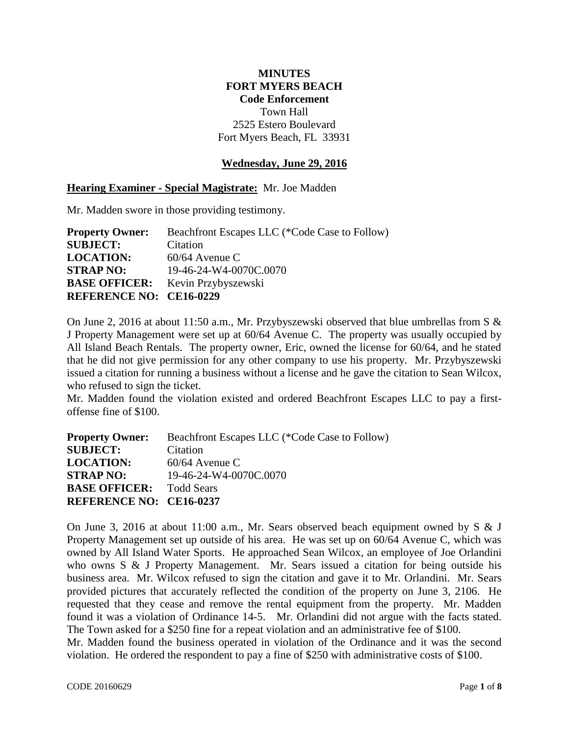# MINUTES
# FORT MYERS BEACH
## Code Enforcement

Town Hall
2525 Estero Boulevard
Fort Myers Beach, FL 33931

**Wednesday, June 29, 2016**

**Hearing Examiner - Special Magistrate:** Mr. Joe Madden

Mr. Madden swore in those providing testimony.

**Property Owner:** Beachfront Escapes LLC (*Code Case to Follow)
**SUBJECT:** Citation
**LOCATION:** 60/64 Avenue C
**STRAP NO:** 19-46-24-W4-0070C.0070
**BASE OFFICER:** Kevin Przybyszewski
**REFERENCE NO: CE16-0229**

On June 2, 2016 at about 11:50 a.m., Mr. Przybyszewski observed that blue umbrellas from S & J Property Management were set up at 60/64 Avenue C. The property was usually occupied by All Island Beach Rentals. The property owner, Eric, owned the license for 60/64, and he stated that he did not give permission for any other company to use his property. Mr. Przybyszewski issued a citation for running a business without a license and he gave the citation to Sean Wilcox, who refused to sign the ticket.
Mr. Madden found the violation existed and ordered Beachfront Escapes LLC to pay a first-offense fine of $100.

**Property Owner:** Beachfront Escapes LLC (*Code Case to Follow)
**SUBJECT:** Citation
**LOCATION:** 60/64 Avenue C
**STRAP NO:** 19-46-24-W4-0070C.0070
**BASE OFFICER:** Todd Sears
**REFERENCE NO: CE16-0237**

On June 3, 2016 at about 11:00 a.m., Mr. Sears observed beach equipment owned by S & J Property Management set up outside of his area. He was set up on 60/64 Avenue C, which was owned by All Island Water Sports. He approached Sean Wilcox, an employee of Joe Orlandini who owns S & J Property Management. Mr. Sears issued a citation for being outside his business area. Mr. Wilcox refused to sign the citation and gave it to Mr. Orlandini. Mr. Sears provided pictures that accurately reflected the condition of the property on June 3, 2106. He requested that they cease and remove the rental equipment from the property. Mr. Madden found it was a violation of Ordinance 14-5. Mr. Orlandini did not argue with the facts stated. The Town asked for a $250 fine for a repeat violation and an administrative fee of $100.
Mr. Madden found the business operated in violation of the Ordinance and it was the second violation. He ordered the respondent to pay a fine of $250 with administrative costs of $100.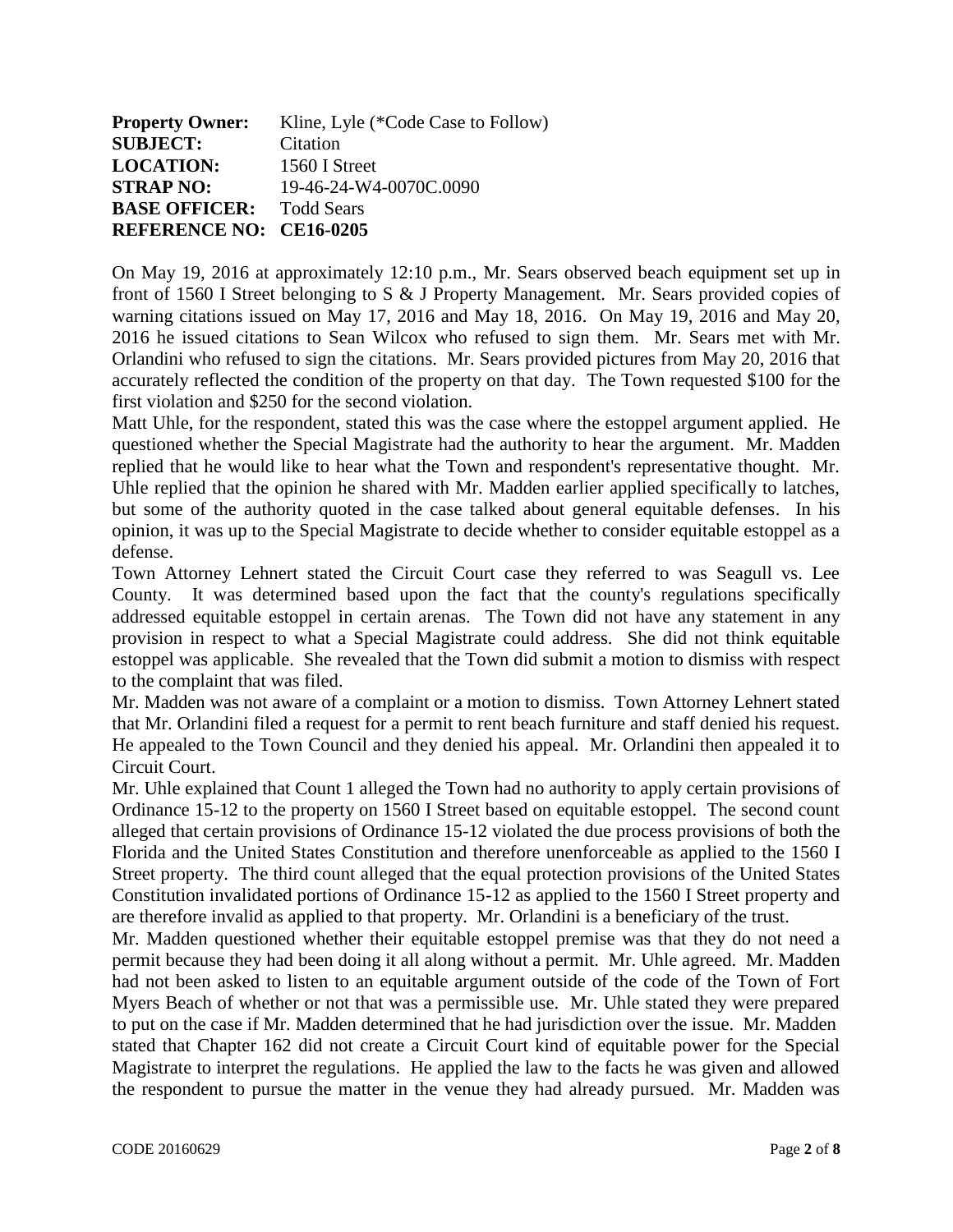**Property Owner:** Kline, Lyle (*Code Case to Follow)
**SUBJECT:** Citation
**LOCATION:** 1560 I Street
**STRAP NO:** 19-46-24-W4-0070C.0090
**BASE OFFICER:** Todd Sears
**REFERENCE NO: CE16-0205**

On May 19, 2016 at approximately 12:10 p.m., Mr. Sears observed beach equipment set up in front of 1560 I Street belonging to S & J Property Management. Mr. Sears provided copies of warning citations issued on May 17, 2016 and May 18, 2016. On May 19, 2016 and May 20, 2016 he issued citations to Sean Wilcox who refused to sign them. Mr. Sears met with Mr. Orlandini who refused to sign the citations. Mr. Sears provided pictures from May 20, 2016 that accurately reflected the condition of the property on that day. The Town requested $100 for the first violation and $250 for the second violation.

Matt Uhle, for the respondent, stated this was the case where the estoppel argument applied. He questioned whether the Special Magistrate had the authority to hear the argument. Mr. Madden replied that he would like to hear what the Town and respondent's representative thought. Mr. Uhle replied that the opinion he shared with Mr. Madden earlier applied specifically to latches, but some of the authority quoted in the case talked about general equitable defenses. In his opinion, it was up to the Special Magistrate to decide whether to consider equitable estoppel as a defense.

Town Attorney Lehnert stated the Circuit Court case they referred to was Seagull vs. Lee County. It was determined based upon the fact that the county's regulations specifically addressed equitable estoppel in certain arenas. The Town did not have any statement in any provision in respect to what a Special Magistrate could address. She did not think equitable estoppel was applicable. She revealed that the Town did submit a motion to dismiss with respect to the complaint that was filed.

Mr. Madden was not aware of a complaint or a motion to dismiss. Town Attorney Lehnert stated that Mr. Orlandini filed a request for a permit to rent beach furniture and staff denied his request. He appealed to the Town Council and they denied his appeal. Mr. Orlandini then appealed it to Circuit Court.

Mr. Uhle explained that Count 1 alleged the Town had no authority to apply certain provisions of Ordinance 15-12 to the property on 1560 I Street based on equitable estoppel. The second count alleged that certain provisions of Ordinance 15-12 violated the due process provisions of both the Florida and the United States Constitution and therefore unenforceable as applied to the 1560 I Street property. The third count alleged that the equal protection provisions of the United States Constitution invalidated portions of Ordinance 15-12 as applied to the 1560 I Street property and are therefore invalid as applied to that property. Mr. Orlandini is a beneficiary of the trust.

Mr. Madden questioned whether their equitable estoppel premise was that they do not need a permit because they had been doing it all along without a permit. Mr. Uhle agreed. Mr. Madden had not been asked to listen to an equitable argument outside of the code of the Town of Fort Myers Beach of whether or not that was a permissible use. Mr. Uhle stated they were prepared to put on the case if Mr. Madden determined that he had jurisdiction over the issue. Mr. Madden stated that Chapter 162 did not create a Circuit Court kind of equitable power for the Special Magistrate to interpret the regulations. He applied the law to the facts he was given and allowed the respondent to pursue the matter in the venue they had already pursued. Mr. Madden was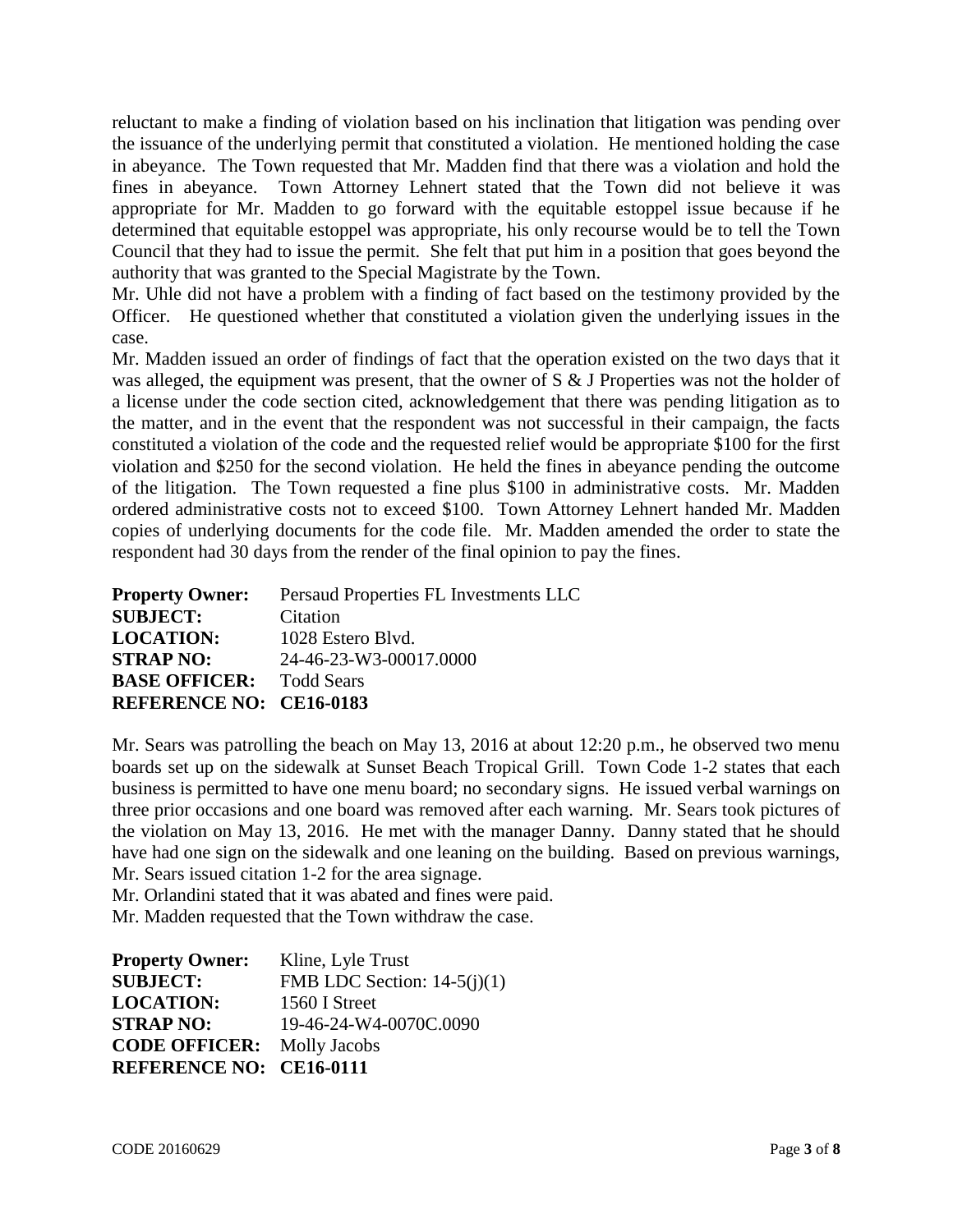reluctant to make a finding of violation based on his inclination that litigation was pending over the issuance of the underlying permit that constituted a violation. He mentioned holding the case in abeyance. The Town requested that Mr. Madden find that there was a violation and hold the fines in abeyance. Town Attorney Lehnert stated that the Town did not believe it was appropriate for Mr. Madden to go forward with the equitable estoppel issue because if he determined that equitable estoppel was appropriate, his only recourse would be to tell the Town Council that they had to issue the permit. She felt that put him in a position that goes beyond the authority that was granted to the Special Magistrate by the Town.

Mr. Uhle did not have a problem with a finding of fact based on the testimony provided by the Officer. He questioned whether that constituted a violation given the underlying issues in the case.

Mr. Madden issued an order of findings of fact that the operation existed on the two days that it was alleged, the equipment was present, that the owner of S & J Properties was not the holder of a license under the code section cited, acknowledgement that there was pending litigation as to the matter, and in the event that the respondent was not successful in their campaign, the facts constituted a violation of the code and the requested relief would be appropriate $100 for the first violation and $250 for the second violation. He held the fines in abeyance pending the outcome of the litigation. The Town requested a fine plus $100 in administrative costs. Mr. Madden ordered administrative costs not to exceed $100. Town Attorney Lehnert handed Mr. Madden copies of underlying documents for the code file. Mr. Madden amended the order to state the respondent had 30 days from the render of the final opinion to pay the fines.

**Property Owner:** Persaud Properties FL Investments LLC
**SUBJECT:** Citation
**LOCATION:** 1028 Estero Blvd.
**STRAP NO:** 24-46-23-W3-00017.0000
**BASE OFFICER:** Todd Sears
**REFERENCE NO: CE16-0183**

Mr. Sears was patrolling the beach on May 13, 2016 at about 12:20 p.m., he observed two menu boards set up on the sidewalk at Sunset Beach Tropical Grill. Town Code 1-2 states that each business is permitted to have one menu board; no secondary signs. He issued verbal warnings on three prior occasions and one board was removed after each warning. Mr. Sears took pictures of the violation on May 13, 2016. He met with the manager Danny. Danny stated that he should have had one sign on the sidewalk and one leaning on the building. Based on previous warnings, Mr. Sears issued citation 1-2 for the area signage.

Mr. Orlandini stated that it was abated and fines were paid.

Mr. Madden requested that the Town withdraw the case.

**Property Owner:** Kline, Lyle Trust
**SUBJECT:** FMB LDC Section: 14-5(j)(1)
**LOCATION:** 1560 I Street
**STRAP NO:** 19-46-24-W4-0070C.0090
**CODE OFFICER:** Molly Jacobs
**REFERENCE NO: CE16-0111**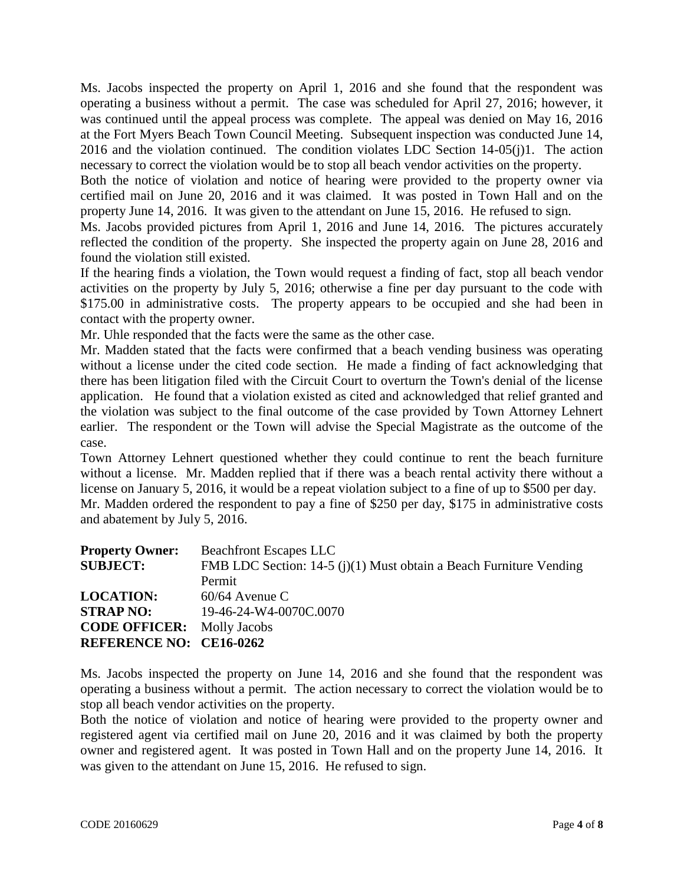Ms. Jacobs inspected the property on April 1, 2016 and she found that the respondent was operating a business without a permit. The case was scheduled for April 27, 2016; however, it was continued until the appeal process was complete. The appeal was denied on May 16, 2016 at the Fort Myers Beach Town Council Meeting. Subsequent inspection was conducted June 14, 2016 and the violation continued. The condition violates LDC Section 14-05(j)1. The action necessary to correct the violation would be to stop all beach vendor activities on the property.

Both the notice of violation and notice of hearing were provided to the property owner via certified mail on June 20, 2016 and it was claimed. It was posted in Town Hall and on the property June 14, 2016. It was given to the attendant on June 15, 2016. He refused to sign.

Ms. Jacobs provided pictures from April 1, 2016 and June 14, 2016. The pictures accurately reflected the condition of the property. She inspected the property again on June 28, 2016 and found the violation still existed.

If the hearing finds a violation, the Town would request a finding of fact, stop all beach vendor activities on the property by July 5, 2016; otherwise a fine per day pursuant to the code with $175.00 in administrative costs. The property appears to be occupied and she had been in contact with the property owner.

Mr. Uhle responded that the facts were the same as the other case.

Mr. Madden stated that the facts were confirmed that a beach vending business was operating without a license under the cited code section. He made a finding of fact acknowledging that there has been litigation filed with the Circuit Court to overturn the Town's denial of the license application. He found that a violation existed as cited and acknowledged that relief granted and the violation was subject to the final outcome of the case provided by Town Attorney Lehnert earlier. The respondent or the Town will advise the Special Magistrate as the outcome of the case.

Town Attorney Lehnert questioned whether they could continue to rent the beach furniture without a license. Mr. Madden replied that if there was a beach rental activity there without a license on January 5, 2016, it would be a repeat violation subject to a fine of up to $500 per day.

Mr. Madden ordered the respondent to pay a fine of $250 per day, $175 in administrative costs and abatement by July 5, 2016.

**Property Owner:** Beachfront Escapes LLC
**SUBJECT:** FMB LDC Section: 14-5 (j)(1) Must obtain a Beach Furniture Vending Permit
**LOCATION:** 60/64 Avenue C
**STRAP NO:** 19-46-24-W4-0070C.0070
**CODE OFFICER:** Molly Jacobs
**REFERENCE NO: CE16-0262**

Ms. Jacobs inspected the property on June 14, 2016 and she found that the respondent was operating a business without a permit. The action necessary to correct the violation would be to stop all beach vendor activities on the property.

Both the notice of violation and notice of hearing were provided to the property owner and registered agent via certified mail on June 20, 2016 and it was claimed by both the property owner and registered agent. It was posted in Town Hall and on the property June 14, 2016. It was given to the attendant on June 15, 2016. He refused to sign.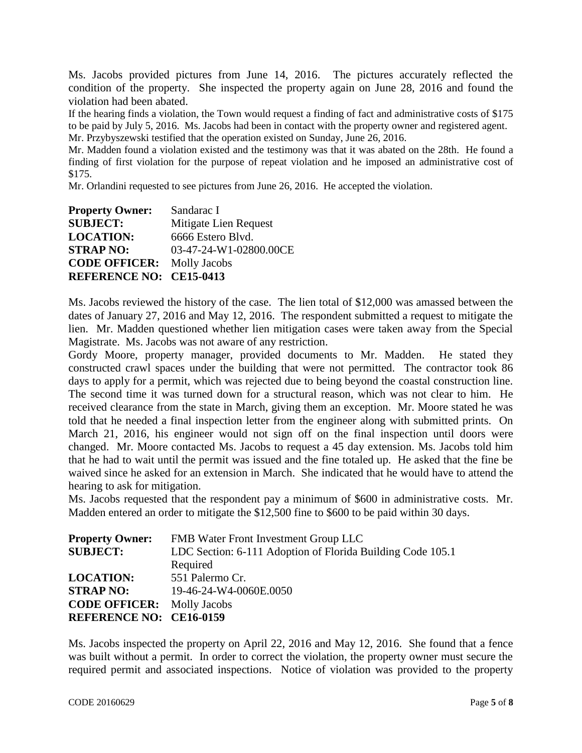Ms. Jacobs provided pictures from June 14, 2016. The pictures accurately reflected the condition of the property. She inspected the property again on June 28, 2016 and found the violation had been abated.

If the hearing finds a violation, the Town would request a finding of fact and administrative costs of $175 to be paid by July 5, 2016. Ms. Jacobs had been in contact with the property owner and registered agent.

Mr. Przybyszewski testified that the operation existed on Sunday, June 26, 2016.

Mr. Madden found a violation existed and the testimony was that it was abated on the 28th. He found a finding of first violation for the purpose of repeat violation and he imposed an administrative cost of $175.

Mr. Orlandini requested to see pictures from June 26, 2016. He accepted the violation.

**Property Owner:** Sandarac I
**SUBJECT:** Mitigate Lien Request
**LOCATION:** 6666 Estero Blvd.
**STRAP NO:** 03-47-24-W1-02800.00CE
**CODE OFFICER:** Molly Jacobs
**REFERENCE NO: CE15-0413**

Ms. Jacobs reviewed the history of the case. The lien total of $12,000 was amassed between the dates of January 27, 2016 and May 12, 2016. The respondent submitted a request to mitigate the lien. Mr. Madden questioned whether lien mitigation cases were taken away from the Special Magistrate. Ms. Jacobs was not aware of any restriction.

Gordy Moore, property manager, provided documents to Mr. Madden. He stated they constructed crawl spaces under the building that were not permitted. The contractor took 86 days to apply for a permit, which was rejected due to being beyond the coastal construction line. The second time it was turned down for a structural reason, which was not clear to him. He received clearance from the state in March, giving them an exception. Mr. Moore stated he was told that he needed a final inspection letter from the engineer along with submitted prints. On March 21, 2016, his engineer would not sign off on the final inspection until doors were changed. Mr. Moore contacted Ms. Jacobs to request a 45 day extension. Ms. Jacobs told him that he had to wait until the permit was issued and the fine totaled up. He asked that the fine be waived since he asked for an extension in March. She indicated that he would have to attend the hearing to ask for mitigation.

Ms. Jacobs requested that the respondent pay a minimum of $600 in administrative costs. Mr. Madden entered an order to mitigate the $12,500 fine to $600 to be paid within 30 days.

**Property Owner:** FMB Water Front Investment Group LLC
**SUBJECT:** LDC Section: 6-111 Adoption of Florida Building Code 105.1 Required
**LOCATION:** 551 Palermo Cr.
**STRAP NO:** 19-46-24-W4-0060E.0050
**CODE OFFICER:** Molly Jacobs
**REFERENCE NO: CE16-0159**

Ms. Jacobs inspected the property on April 22, 2016 and May 12, 2016. She found that a fence was built without a permit. In order to correct the violation, the property owner must secure the required permit and associated inspections. Notice of violation was provided to the property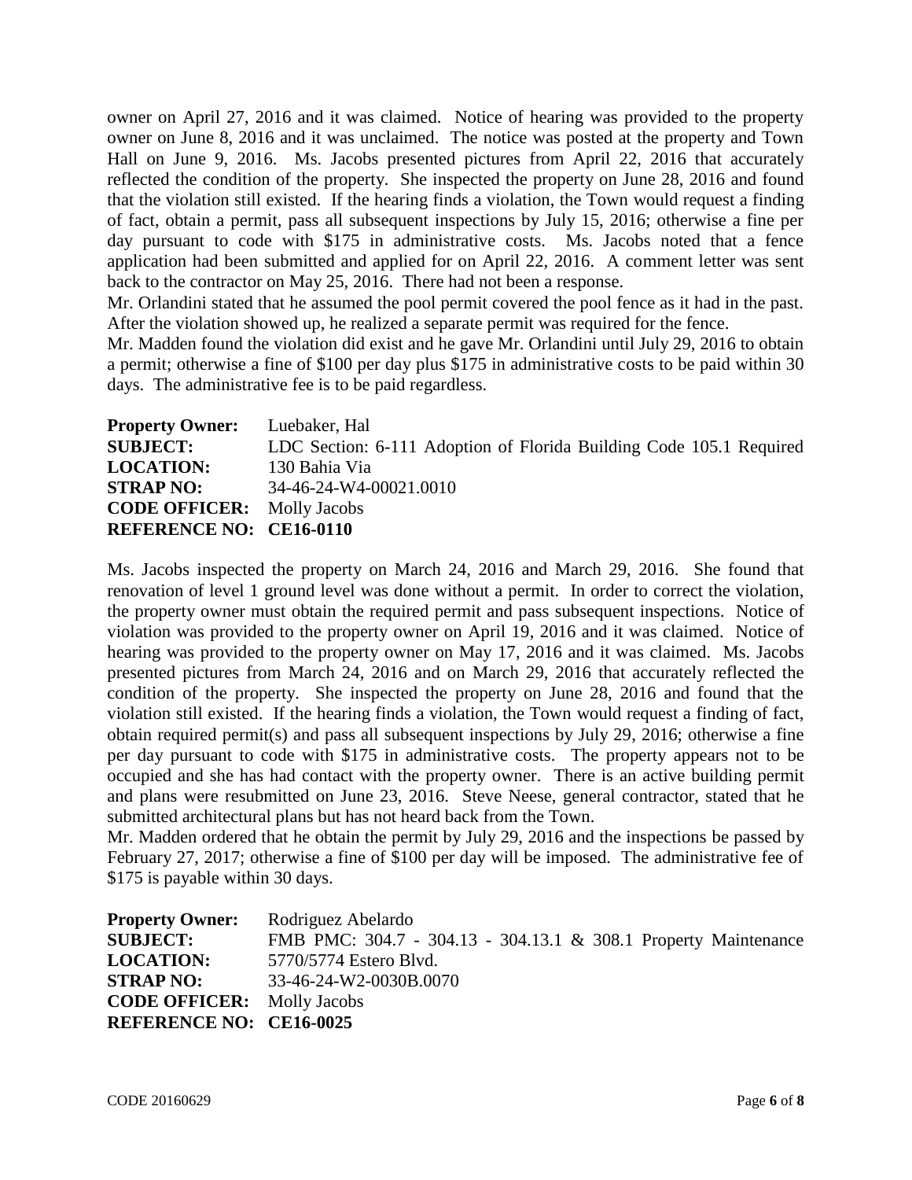owner on April 27, 2016 and it was claimed. Notice of hearing was provided to the property owner on June 8, 2016 and it was unclaimed. The notice was posted at the property and Town Hall on June 9, 2016. Ms. Jacobs presented pictures from April 22, 2016 that accurately reflected the condition of the property. She inspected the property on June 28, 2016 and found that the violation still existed. If the hearing finds a violation, the Town would request a finding of fact, obtain a permit, pass all subsequent inspections by July 15, 2016; otherwise a fine per day pursuant to code with $175 in administrative costs. Ms. Jacobs noted that a fence application had been submitted and applied for on April 22, 2016. A comment letter was sent back to the contractor on May 25, 2016. There had not been a response.

Mr. Orlandini stated that he assumed the pool permit covered the pool fence as it had in the past. After the violation showed up, he realized a separate permit was required for the fence.

Mr. Madden found the violation did exist and he gave Mr. Orlandini until July 29, 2016 to obtain a permit; otherwise a fine of $100 per day plus $175 in administrative costs to be paid within 30 days. The administrative fee is to be paid regardless.

**Property Owner:** Luebaker, Hal
**SUBJECT:** LDC Section: 6-111 Adoption of Florida Building Code 105.1 Required
**LOCATION:** 130 Bahia Via
**STRAP NO:** 34-46-24-W4-00021.0010
**CODE OFFICER:** Molly Jacobs
**REFERENCE NO: CE16-0110**

Ms. Jacobs inspected the property on March 24, 2016 and March 29, 2016. She found that renovation of level 1 ground level was done without a permit. In order to correct the violation, the property owner must obtain the required permit and pass subsequent inspections. Notice of violation was provided to the property owner on April 19, 2016 and it was claimed. Notice of hearing was provided to the property owner on May 17, 2016 and it was claimed. Ms. Jacobs presented pictures from March 24, 2016 and on March 29, 2016 that accurately reflected the condition of the property. She inspected the property on June 28, 2016 and found that the violation still existed. If the hearing finds a violation, the Town would request a finding of fact, obtain required permit(s) and pass all subsequent inspections by July 29, 2016; otherwise a fine per day pursuant to code with $175 in administrative costs. The property appears not to be occupied and she has had contact with the property owner. There is an active building permit and plans were resubmitted on June 23, 2016. Steve Neese, general contractor, stated that he submitted architectural plans but has not heard back from the Town.

Mr. Madden ordered that he obtain the permit by July 29, 2016 and the inspections be passed by February 27, 2017; otherwise a fine of $100 per day will be imposed. The administrative fee of $175 is payable within 30 days.

**Property Owner:** Rodriguez Abelardo
**SUBJECT:** FMB PMC: 304.7 - 304.13 - 304.13.1 & 308.1 Property Maintenance
**LOCATION:** 5770/5774 Estero Blvd.
**STRAP NO:** 33-46-24-W2-0030B.0070
**CODE OFFICER:** Molly Jacobs
**REFERENCE NO: CE16-0025**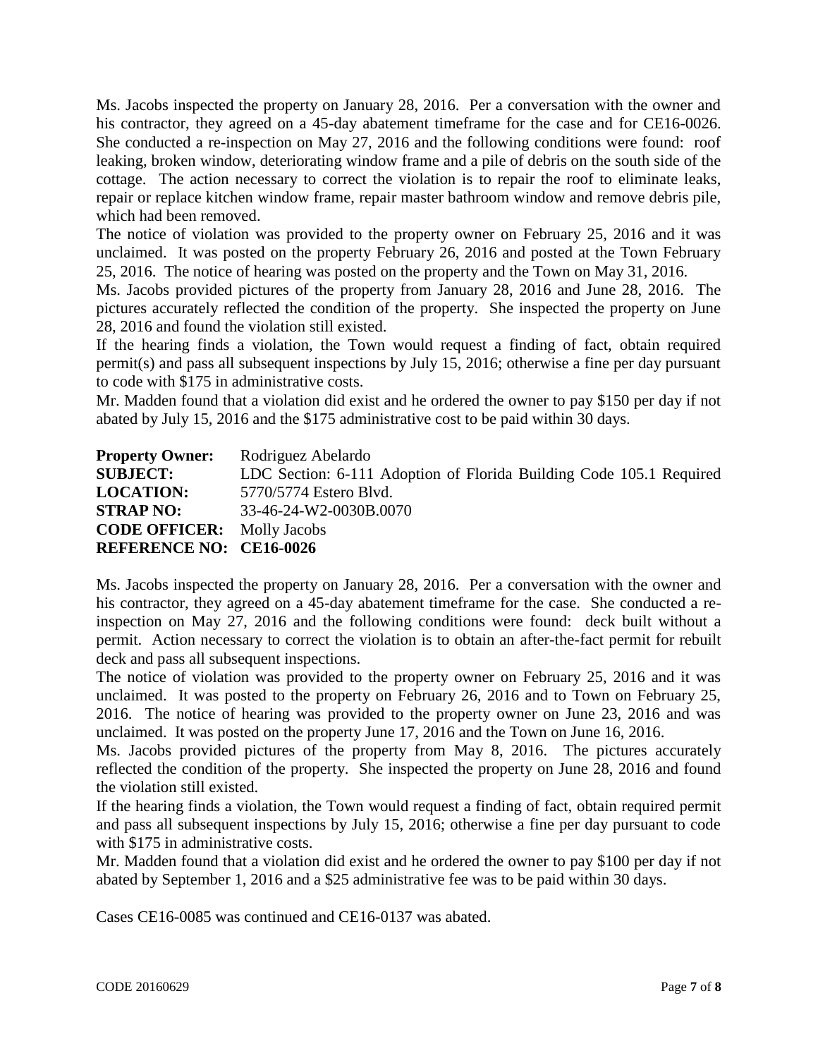Ms. Jacobs inspected the property on January 28, 2016. Per a conversation with the owner and his contractor, they agreed on a 45-day abatement timeframe for the case and for CE16-0026. She conducted a re-inspection on May 27, 2016 and the following conditions were found: roof leaking, broken window, deteriorating window frame and a pile of debris on the south side of the cottage. The action necessary to correct the violation is to repair the roof to eliminate leaks, repair or replace kitchen window frame, repair master bathroom window and remove debris pile, which had been removed.

The notice of violation was provided to the property owner on February 25, 2016 and it was unclaimed. It was posted on the property February 26, 2016 and posted at the Town February 25, 2016. The notice of hearing was posted on the property and the Town on May 31, 2016.

Ms. Jacobs provided pictures of the property from January 28, 2016 and June 28, 2016. The pictures accurately reflected the condition of the property. She inspected the property on June 28, 2016 and found the violation still existed.

If the hearing finds a violation, the Town would request a finding of fact, obtain required permit(s) and pass all subsequent inspections by July 15, 2016; otherwise a fine per day pursuant to code with $175 in administrative costs.

Mr. Madden found that a violation did exist and he ordered the owner to pay $150 per day if not abated by July 15, 2016 and the $175 administrative cost to be paid within 30 days.

**Property Owner:** Rodriguez Abelardo
**SUBJECT:** LDC Section: 6-111 Adoption of Florida Building Code 105.1 Required
**LOCATION:** 5770/5774 Estero Blvd.
**STRAP NO:** 33-46-24-W2-0030B.0070
**CODE OFFICER:** Molly Jacobs
**REFERENCE NO: CE16-0026**

Ms. Jacobs inspected the property on January 28, 2016. Per a conversation with the owner and his contractor, they agreed on a 45-day abatement timeframe for the case. She conducted a re-inspection on May 27, 2016 and the following conditions were found: deck built without a permit. Action necessary to correct the violation is to obtain an after-the-fact permit for rebuilt deck and pass all subsequent inspections.

The notice of violation was provided to the property owner on February 25, 2016 and it was unclaimed. It was posted to the property on February 26, 2016 and to Town on February 25, 2016. The notice of hearing was provided to the property owner on June 23, 2016 and was unclaimed. It was posted on the property June 17, 2016 and the Town on June 16, 2016.

Ms. Jacobs provided pictures of the property from May 8, 2016. The pictures accurately reflected the condition of the property. She inspected the property on June 28, 2016 and found the violation still existed.

If the hearing finds a violation, the Town would request a finding of fact, obtain required permit and pass all subsequent inspections by July 15, 2016; otherwise a fine per day pursuant to code with $175 in administrative costs.

Mr. Madden found that a violation did exist and he ordered the owner to pay $100 per day if not abated by September 1, 2016 and a $25 administrative fee was to be paid within 30 days.

Cases CE16-0085 was continued and CE16-0137 was abated.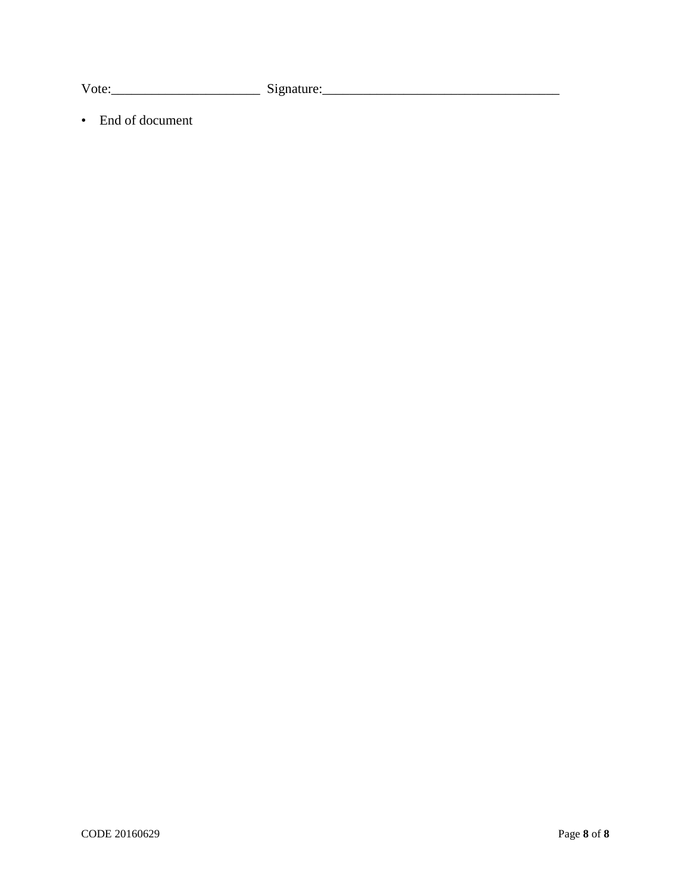Vote:______________________ Signature:___________________________________

- End of document